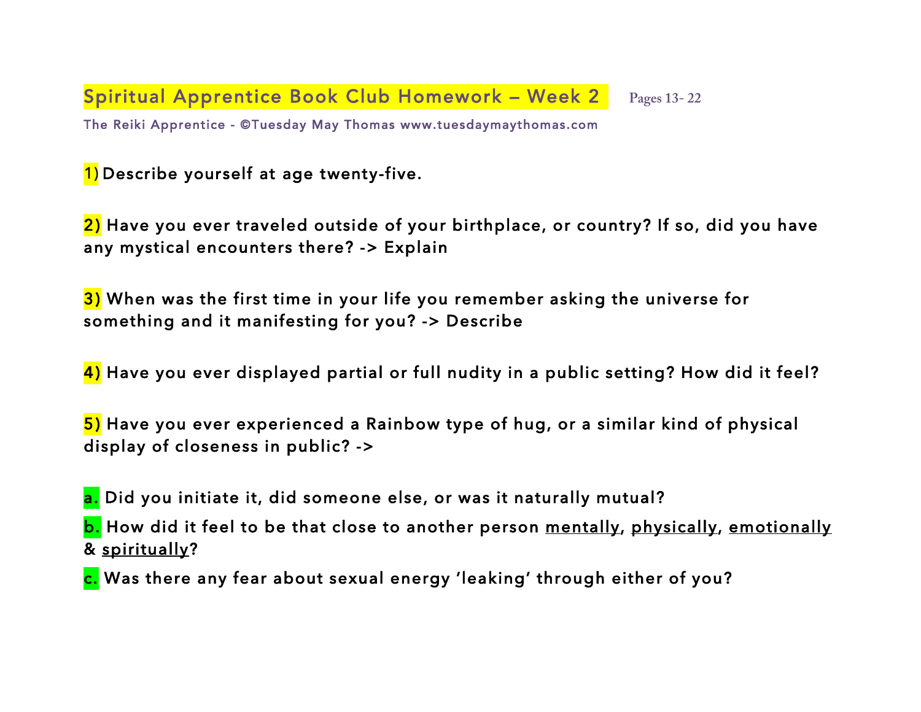# Spiritual Apprentice Book Club Homework – Week 2 Pages 13- 22

The Reiki Apprentice - ©Tuesday May Thomas www.tuesdaymaythomas.com

1) Describe yourself at age twenty-five.

2) Have you ever traveled outside of your birthplace, or country? If so, did you have any mystical encounters there? -> Explain

3) When was the first time in your life you remember asking the universe for something and it manifesting for you? -> Describe

4) Have you ever displayed partial or full nudity in a public setting? How did it feel?

5) Have you ever experienced a Rainbow type of hug, or a similar kind of physical display of closeness in public? ->

a. Did you initiate it, did someone else, or was it naturally mutual?

b. How did it feel to be that close to another person <u>mentally</u>, <u>physically</u>, <u>emotionally</u> & <u>spiritually</u>?

c. Was there any fear about sexual energy 'leaking' through either of you?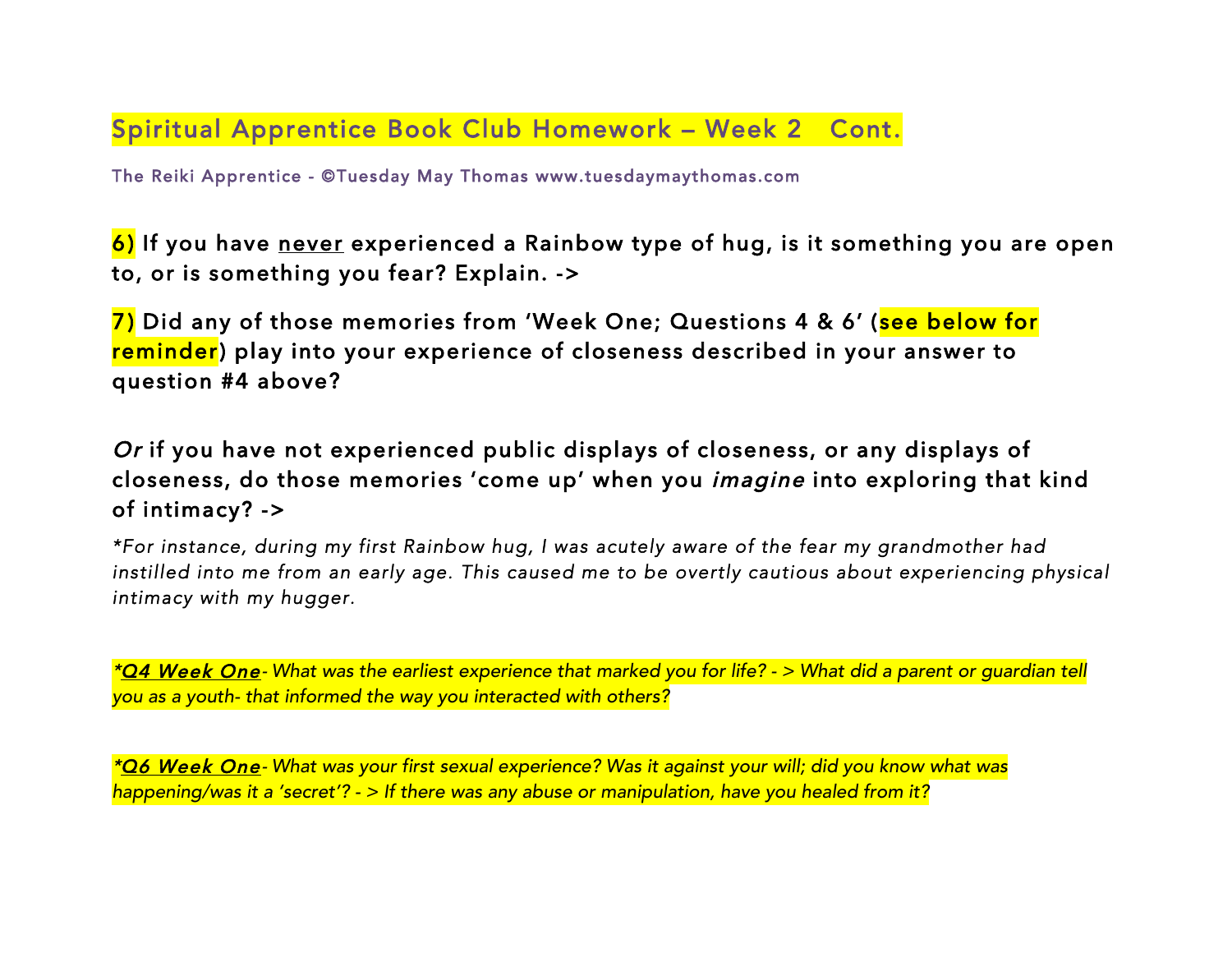## Spiritual Apprentice Book Club Homework – Week 2 Cont.

The Reiki Apprentice - ©Tuesday May Thomas www.tuesdaymaythomas.com

**6)** If you have <u>never</u> experienced a Rainbow type of hug, is it something you are open to, or is something you fear? Explain. ->

**7)** Did any of those memories from 'Week One; Questions 4 & 6' (see below for reminder) play into your experience of closeness described in your answer to question #4 above?

*Or* if you have not experienced public displays of closeness, or any displays of closeness, do those memories 'come up' when you *imagine* into exploring that kind of intimacy? ->

*\*For instance, during my first Rainbow hug, I was acutely aware of the fear my grandmother had instilled into me from an early age. This caused me to be overtly cautious about experiencing physical intimacy with my hugger.*

*\*<u>**Q4 Week One**</u>- What was the earliest experience that marked you for life? - > What did a parent or guardian tell you as a youth- that informed the way you interacted with others?*

*\*<u>**Q6 Week One**</u>- What was your first sexual experience? Was it against your will; did you know what was happening/was it a 'secret'? - > If there was any abuse or manipulation, have you healed from it?*